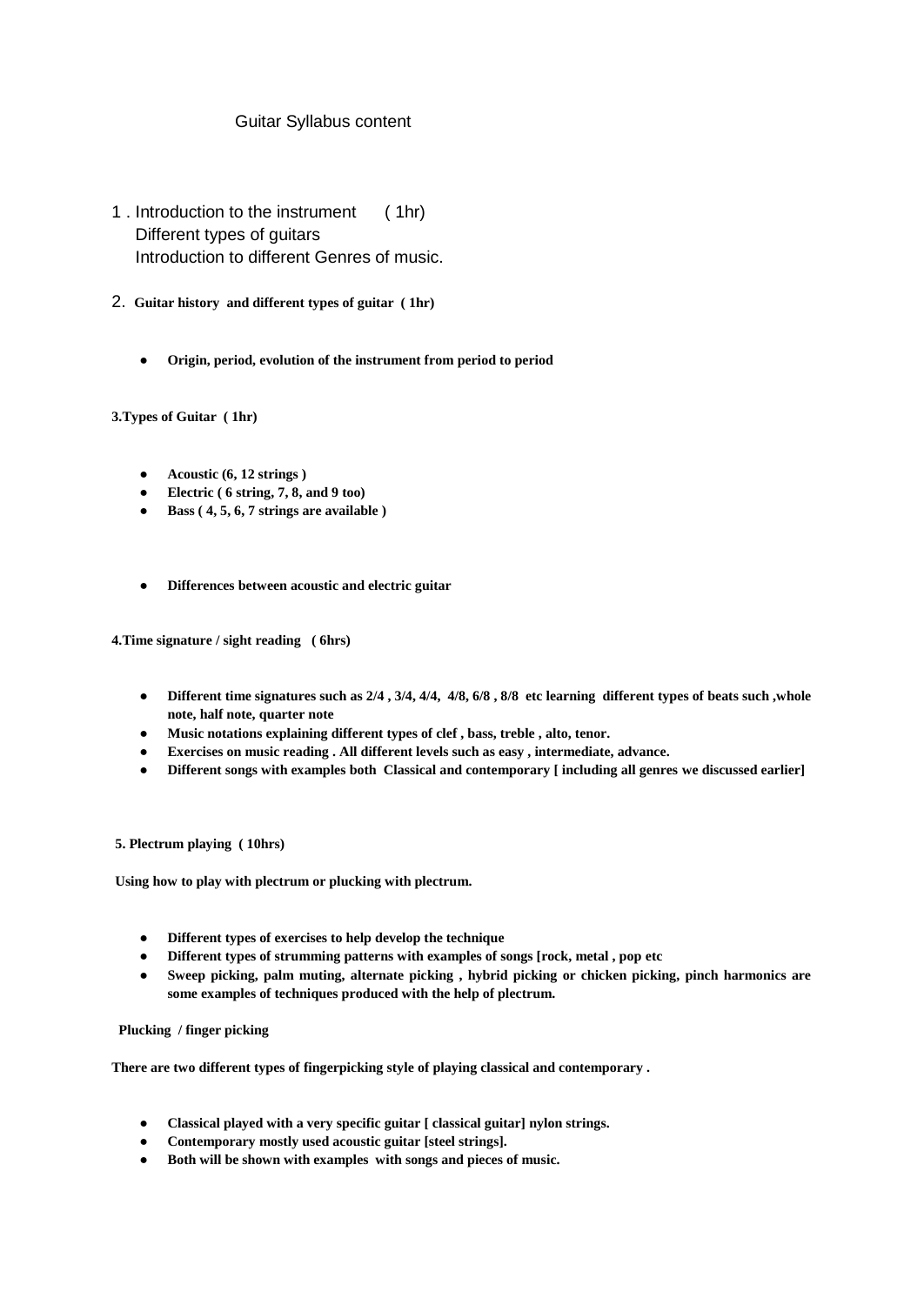# Guitar Syllabus content

1. Introduction to the instrument ( 1hr)
   Different types of guitars
   Introduction to different Genres of music.

2. **Guitar history and different types of guitar ( 1hr)**

   - **Origin, period, evolution of the instrument from period to period**

**3.Types of Guitar ( 1hr)**

- **Acoustic (6, 12 strings )**
- **Electric ( 6 string, 7, 8, and 9 too)**
- **Bass ( 4, 5, 6, 7 strings are available )**

- **Differences between acoustic and electric guitar**

**4.Time signature / sight reading ( 6hrs)**

- **Different time signatures such as 2/4 , 3/4, 4/4, 4/8, 6/8 , 8/8 etc learning different types of beats such ,whole note, half note, quarter note**
- **Music notations explaining different types of clef , bass, treble , alto, tenor.**
- **Exercises on music reading . All different levels such as easy , intermediate, advance.**
- **Different songs with examples both Classical and contemporary [ including all genres we discussed earlier]**

**5. Plectrum playing ( 10hrs)**

**Using how to play with plectrum or plucking with plectrum.**

- **Different types of exercises to help develop the technique**
- **Different types of strumming patterns with examples of songs [rock, metal , pop etc**
- **Sweep picking, palm muting, alternate picking , hybrid picking or chicken picking, pinch harmonics are some examples of techniques produced with the help of plectrum.**

**Plucking / finger picking**

**There are two different types of fingerpicking style of playing classical and contemporary .**

- **Classical played with a very specific guitar [ classical guitar] nylon strings.**
- **Contemporary mostly used acoustic guitar [steel strings].**
- **Both will be shown with examples with songs and pieces of music.**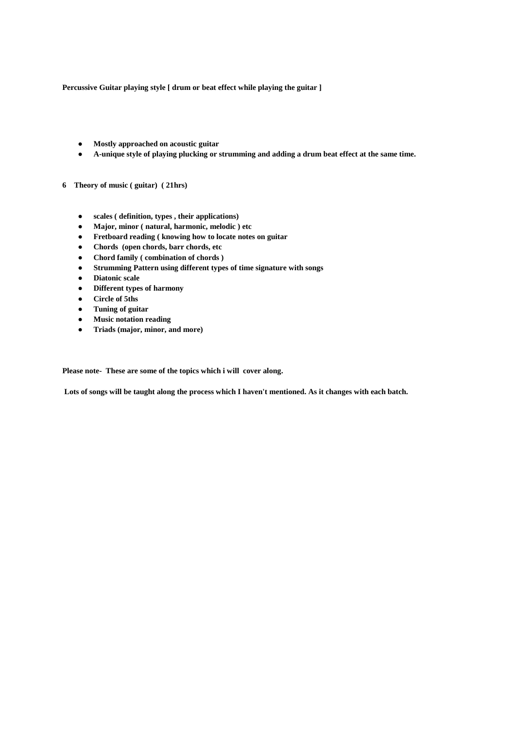**Percussive Guitar playing style [ drum or beat effect while playing the guitar ]**

- **Mostly approached on acoustic guitar**
- **A-unique style of playing plucking or strumming and adding a drum beat effect at the same time.**

**6 Theory of music ( guitar) ( 21hrs)**

- **scales ( definition, types , their applications)**
- **Major, minor ( natural, harmonic, melodic ) etc**
- **Fretboard reading ( knowing how to locate notes on guitar**
- **Chords (open chords, barr chords, etc**
- **Chord family ( combination of chords )**
- **Strumming Pattern using different types of time signature with songs**
- **Diatonic scale**
- **Different types of harmony**
- **Circle of 5ths**
- **Tuning of guitar**
- **Music notation reading**
- **Triads (major, minor, and more)**

**Please note- These are some of the topics which i will cover along.**

**Lots of songs will be taught along the process which I haven't mentioned. As it changes with each batch.**